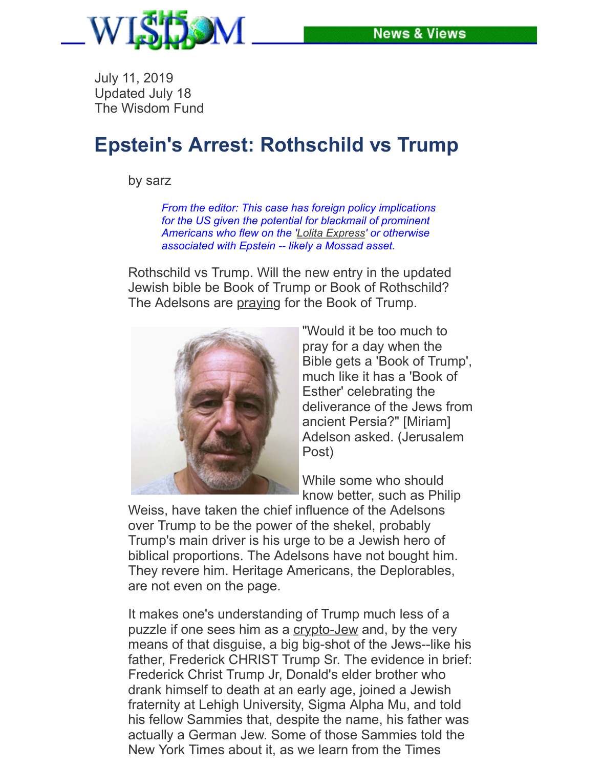July 11, 2019
Updated July 18
The Wisdom Fund

# Epstein's Arrest: Rothschild vs Trump

by sarz

*From the editor: This case has foreign policy implications for the US given the potential for blackmail of prominent Americans who flew on the 'Lolita Express' or otherwise associated with Epstein -- likely a Mossad asset.*

Rothschild vs Trump. Will the new entry in the updated Jewish bible be Book of Trump or Book of Rothschild? The Adelsons are praying for the Book of Trump.

"Would it be too much to pray for a day when the Bible gets a 'Book of Trump', much like it has a 'Book of Esther' celebrating the deliverance of the Jews from ancient Persia?" [Miriam] Adelson asked. (Jerusalem Post)

While some who should know better, such as Philip Weiss, have taken the chief influence of the Adelsons over Trump to be the power of the shekel, probably Trump's main driver is his urge to be a Jewish hero of biblical proportions. The Adelsons have not bought him. They revere him. Heritage Americans, the Deplorables, are not even on the page.

It makes one's understanding of Trump much less of a puzzle if one sees him as a crypto-Jew and, by the very means of that disguise, a big big-shot of the Jews--like his father, Frederick CHRIST Trump Sr. The evidence in brief: Frederick Christ Trump Jr, Donald's elder brother who drank himself to death at an early age, joined a Jewish fraternity at Lehigh University, Sigma Alpha Mu, and told his fellow Sammies that, despite the name, his father was actually a German Jew. Some of those Sammies told the New York Times about it, as we learn from the Times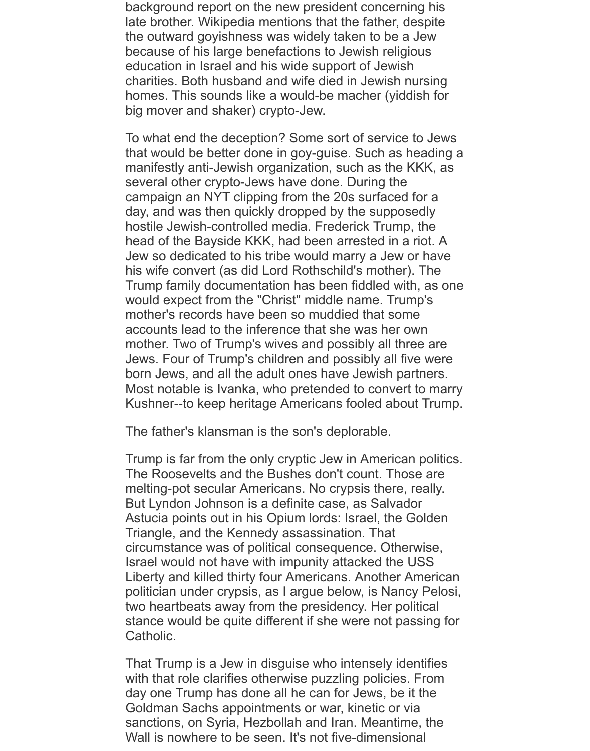background report on the new president concerning his late brother. Wikipedia mentions that the father, despite the outward goyishness was widely taken to be a Jew because of his large benefactions to Jewish religious education in Israel and his wide support of Jewish charities. Both husband and wife died in Jewish nursing homes. This sounds like a would-be macher (yiddish for big mover and shaker) crypto-Jew.

To what end the deception? Some sort of service to Jews that would be better done in goy-guise. Such as heading a manifestly anti-Jewish organization, such as the KKK, as several other crypto-Jews have done. During the campaign an NYT clipping from the 20s surfaced for a day, and was then quickly dropped by the supposedly hostile Jewish-controlled media. Frederick Trump, the head of the Bayside KKK, had been arrested in a riot. A Jew so dedicated to his tribe would marry a Jew or have his wife convert (as did Lord Rothschild's mother). The Trump family documentation has been fiddled with, as one would expect from the "Christ" middle name. Trump's mother's records have been so muddied that some accounts lead to the inference that she was her own mother. Two of Trump's wives and possibly all three are Jews. Four of Trump's children and possibly all five were born Jews, and all the adult ones have Jewish partners. Most notable is Ivanka, who pretended to convert to marry Kushner--to keep heritage Americans fooled about Trump.

The father's klansman is the son's deplorable.

Trump is far from the only cryptic Jew in American politics. The Roosevelts and the Bushes don't count. Those are melting-pot secular Americans. No crypsis there, really. But Lyndon Johnson is a definite case, as Salvador Astucia points out in his Opium lords: Israel, the Golden Triangle, and the Kennedy assassination. That circumstance was of political consequence. Otherwise, Israel would not have with impunity attacked the USS Liberty and killed thirty four Americans. Another American politician under crypsis, as I argue below, is Nancy Pelosi, two heartbeats away from the presidency. Her political stance would be quite different if she were not passing for Catholic.

That Trump is a Jew in disguise who intensely identifies with that role clarifies otherwise puzzling policies. From day one Trump has done all he can for Jews, be it the Goldman Sachs appointments or war, kinetic or via sanctions, on Syria, Hezbollah and Iran. Meantime, the Wall is nowhere to be seen. It's not five-dimensional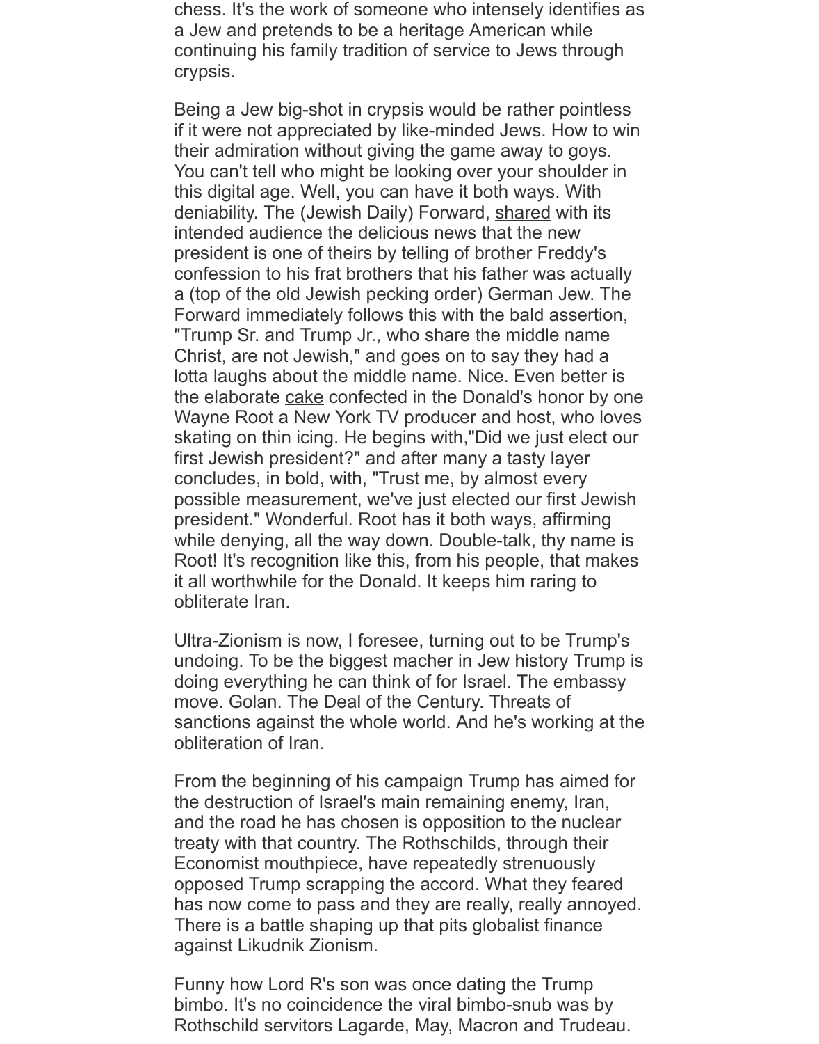chess. It's the work of someone who intensely identifies as a Jew and pretends to be a heritage American while continuing his family tradition of service to Jews through crypsis.

Being a Jew big-shot in crypsis would be rather pointless if it were not appreciated by like-minded Jews. How to win their admiration without giving the game away to goys. You can't tell who might be looking over your shoulder in this digital age. Well, you can have it both ways. With deniability. The (Jewish Daily) Forward, shared with its intended audience the delicious news that the new president is one of theirs by telling of brother Freddy's confession to his frat brothers that his father was actually a (top of the old Jewish pecking order) German Jew. The Forward immediately follows this with the bald assertion, "Trump Sr. and Trump Jr., who share the middle name Christ, are not Jewish," and goes on to say they had a lotta laughs about the middle name. Nice. Even better is the elaborate cake confected in the Donald's honor by one Wayne Root a New York TV producer and host, who loves skating on thin icing. He begins with,"Did we just elect our first Jewish president?" and after many a tasty layer concludes, in bold, with, "Trust me, by almost every possible measurement, we've just elected our first Jewish president." Wonderful. Root has it both ways, affirming while denying, all the way down. Double-talk, thy name is Root! It's recognition like this, from his people, that makes it all worthwhile for the Donald. It keeps him raring to obliterate Iran.

Ultra-Zionism is now, I foresee, turning out to be Trump's undoing. To be the biggest macher in Jew history Trump is doing everything he can think of for Israel. The embassy move. Golan. The Deal of the Century. Threats of sanctions against the whole world. And he's working at the obliteration of Iran.

From the beginning of his campaign Trump has aimed for the destruction of Israel's main remaining enemy, Iran, and the road he has chosen is opposition to the nuclear treaty with that country. The Rothschilds, through their Economist mouthpiece, have repeatedly strenuously opposed Trump scrapping the accord. What they feared has now come to pass and they are really, really annoyed. There is a battle shaping up that pits globalist finance against Likudnik Zionism.

Funny how Lord R's son was once dating the Trump bimbo. It's no coincidence the viral bimbo-snub was by Rothschild servitors Lagarde, May, Macron and Trudeau.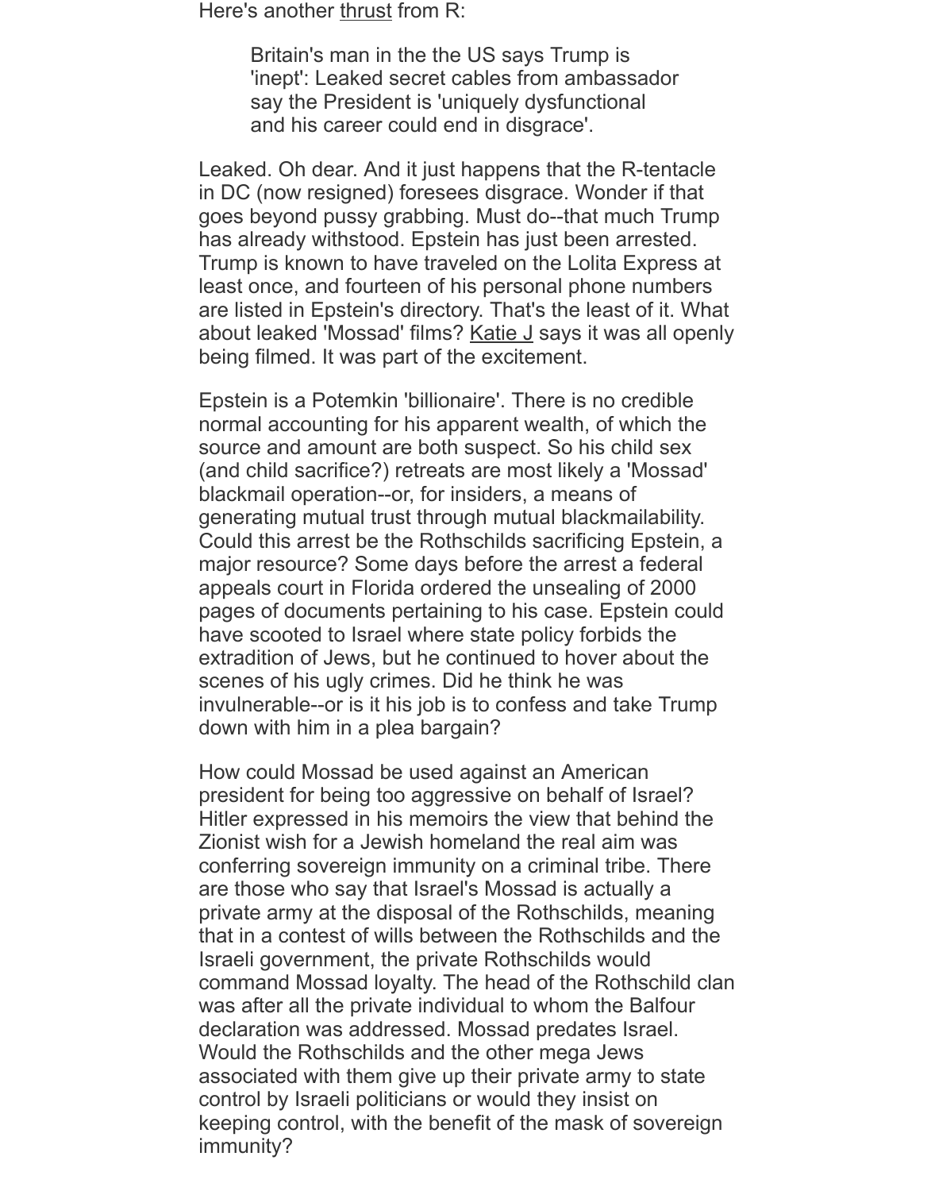Here's another thrust from R:

> Britain's man in the the US says Trump is 'inept': Leaked secret cables from ambassador say the President is 'uniquely dysfunctional and his career could end in disgrace'.

Leaked. Oh dear. And it just happens that the R-tentacle in DC (now resigned) foresees disgrace. Wonder if that goes beyond pussy grabbing. Must do--that much Trump has already withstood. Epstein has just been arrested. Trump is known to have traveled on the Lolita Express at least once, and fourteen of his personal phone numbers are listed in Epstein's directory. That's the least of it. What about leaked 'Mossad' films? Katie J says it was all openly being filmed. It was part of the excitement.

Epstein is a Potemkin 'billionaire'. There is no credible normal accounting for his apparent wealth, of which the source and amount are both suspect. So his child sex (and child sacrifice?) retreats are most likely a 'Mossad' blackmail operation--or, for insiders, a means of generating mutual trust through mutual blackmailability. Could this arrest be the Rothschilds sacrificing Epstein, a major resource? Some days before the arrest a federal appeals court in Florida ordered the unsealing of 2000 pages of documents pertaining to his case. Epstein could have scooted to Israel where state policy forbids the extradition of Jews, but he continued to hover about the scenes of his ugly crimes. Did he think he was invulnerable--or is it his job is to confess and take Trump down with him in a plea bargain?

How could Mossad be used against an American president for being too aggressive on behalf of Israel? Hitler expressed in his memoirs the view that behind the Zionist wish for a Jewish homeland the real aim was conferring sovereign immunity on a criminal tribe. There are those who say that Israel's Mossad is actually a private army at the disposal of the Rothschilds, meaning that in a contest of wills between the Rothschilds and the Israeli government, the private Rothschilds would command Mossad loyalty. The head of the Rothschild clan was after all the private individual to whom the Balfour declaration was addressed. Mossad predates Israel. Would the Rothschilds and the other mega Jews associated with them give up their private army to state control by Israeli politicians or would they insist on keeping control, with the benefit of the mask of sovereign immunity?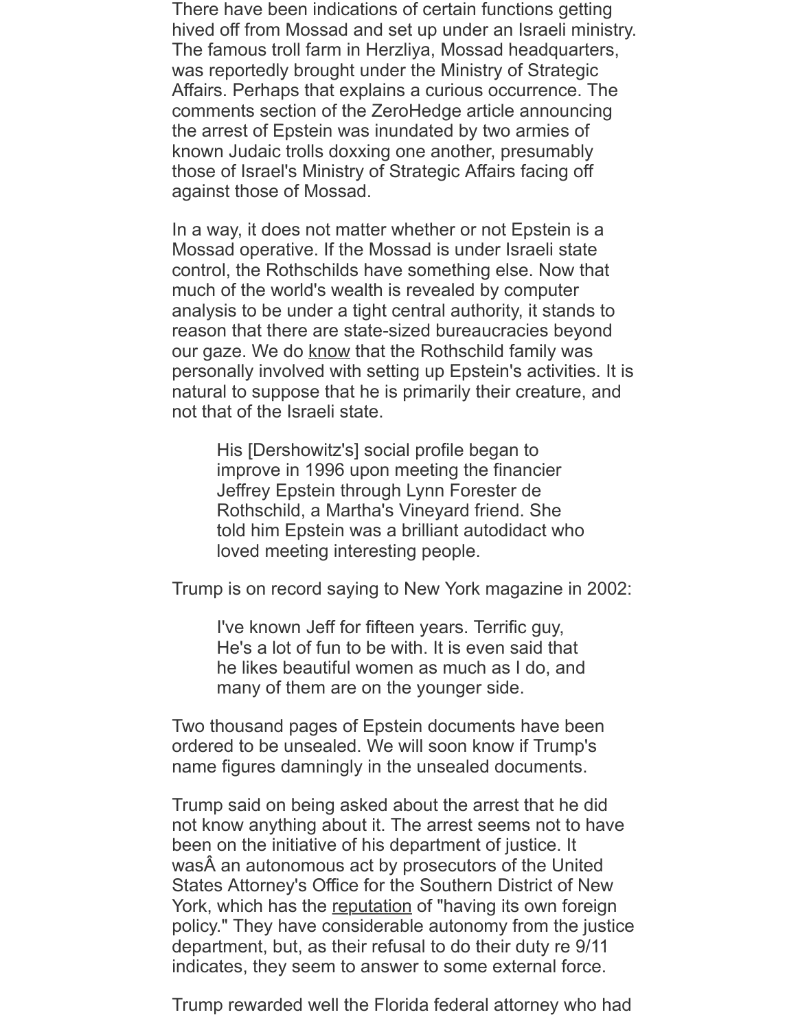There have been indications of certain functions getting hived off from Mossad and set up under an Israeli ministry. The famous troll farm in Herzliya, Mossad headquarters, was reportedly brought under the Ministry of Strategic Affairs. Perhaps that explains a curious occurrence. The comments section of the ZeroHedge article announcing the arrest of Epstein was inundated by two armies of known Judaic trolls doxxing one another, presumably those of Israel's Ministry of Strategic Affairs facing off against those of Mossad.

In a way, it does not matter whether or not Epstein is a Mossad operative. If the Mossad is under Israeli state control, the Rothschilds have something else. Now that much of the world's wealth is revealed by computer analysis to be under a tight central authority, it stands to reason that there are state-sized bureaucracies beyond our gaze. We do know that the Rothschild family was personally involved with setting up Epstein's activities. It is natural to suppose that he is primarily their creature, and not that of the Israeli state.

> His [Dershowitz's] social profile began to improve in 1996 upon meeting the financier Jeffrey Epstein through Lynn Forester de Rothschild, a Martha's Vineyard friend. She told him Epstein was a brilliant autodidact who loved meeting interesting people.

Trump is on record saying to New York magazine in 2002:

> I've known Jeff for fifteen years. Terrific guy, He's a lot of fun to be with. It is even said that he likes beautiful women as much as I do, and many of them are on the younger side.

Two thousand pages of Epstein documents have been ordered to be unsealed. We will soon know if Trump's name figures damningly in the unsealed documents.

Trump said on being asked about the arrest that he did not know anything about it. The arrest seems not to have been on the initiative of his department of justice. It wasÂ an autonomous act by prosecutors of the United States Attorney's Office for the Southern District of New York, which has the reputation of "having its own foreign policy." They have considerable autonomy from the justice department, but, as their refusal to do their duty re 9/11 indicates, they seem to answer to some external force.

Trump rewarded well the Florida federal attorney who had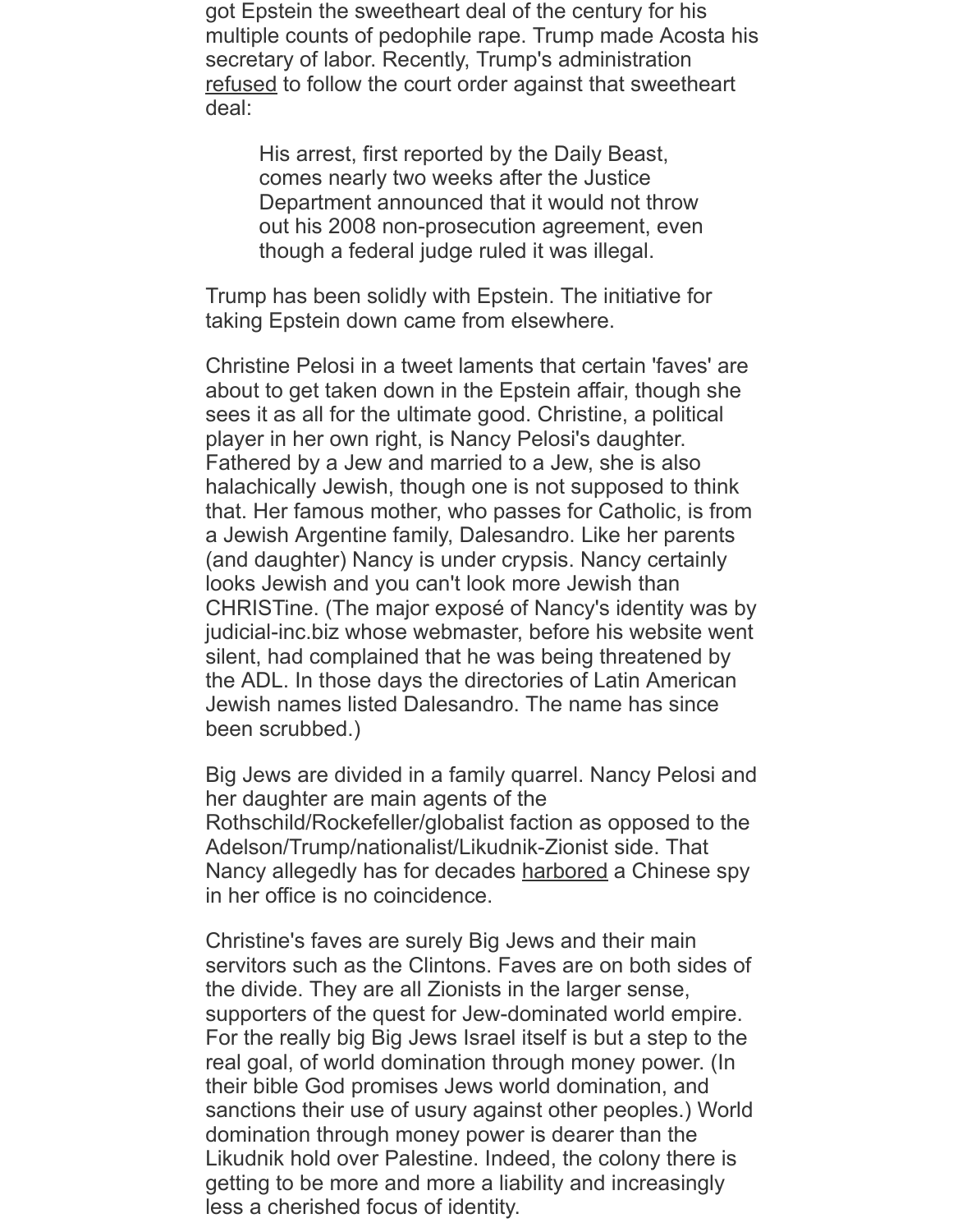got Epstein the sweetheart deal of the century for his multiple counts of pedophile rape. Trump made Acosta his secretary of labor. Recently, Trump's administration refused to follow the court order against that sweetheart deal:

> His arrest, first reported by the Daily Beast, comes nearly two weeks after the Justice Department announced that it would not throw out his 2008 non-prosecution agreement, even though a federal judge ruled it was illegal.

Trump has been solidly with Epstein. The initiative for taking Epstein down came from elsewhere.

Christine Pelosi in a tweet laments that certain 'faves' are about to get taken down in the Epstein affair, though she sees it as all for the ultimate good. Christine, a political player in her own right, is Nancy Pelosi's daughter. Fathered by a Jew and married to a Jew, she is also halachically Jewish, though one is not supposed to think that. Her famous mother, who passes for Catholic, is from a Jewish Argentine family, Dalesandro. Like her parents (and daughter) Nancy is under crypsis. Nancy certainly looks Jewish and you can't look more Jewish than CHRISTine. (The major exposé of Nancy's identity was by judicial-inc.biz whose webmaster, before his website went silent, had complained that he was being threatened by the ADL. In those days the directories of Latin American Jewish names listed Dalesandro. The name has since been scrubbed.)

Big Jews are divided in a family quarrel. Nancy Pelosi and her daughter are main agents of the Rothschild/Rockefeller/globalist faction as opposed to the Adelson/Trump/nationalist/Likudnik-Zionist side. That Nancy allegedly has for decades harbored a Chinese spy in her office is no coincidence.

Christine's faves are surely Big Jews and their main servitors such as the Clintons. Faves are on both sides of the divide. They are all Zionists in the larger sense, supporters of the quest for Jew-dominated world empire. For the really big Big Jews Israel itself is but a step to the real goal, of world domination through money power. (In their bible God promises Jews world domination, and sanctions their use of usury against other peoples.) World domination through money power is dearer than the Likudnik hold over Palestine. Indeed, the colony there is getting to be more and more a liability and increasingly less a cherished focus of identity.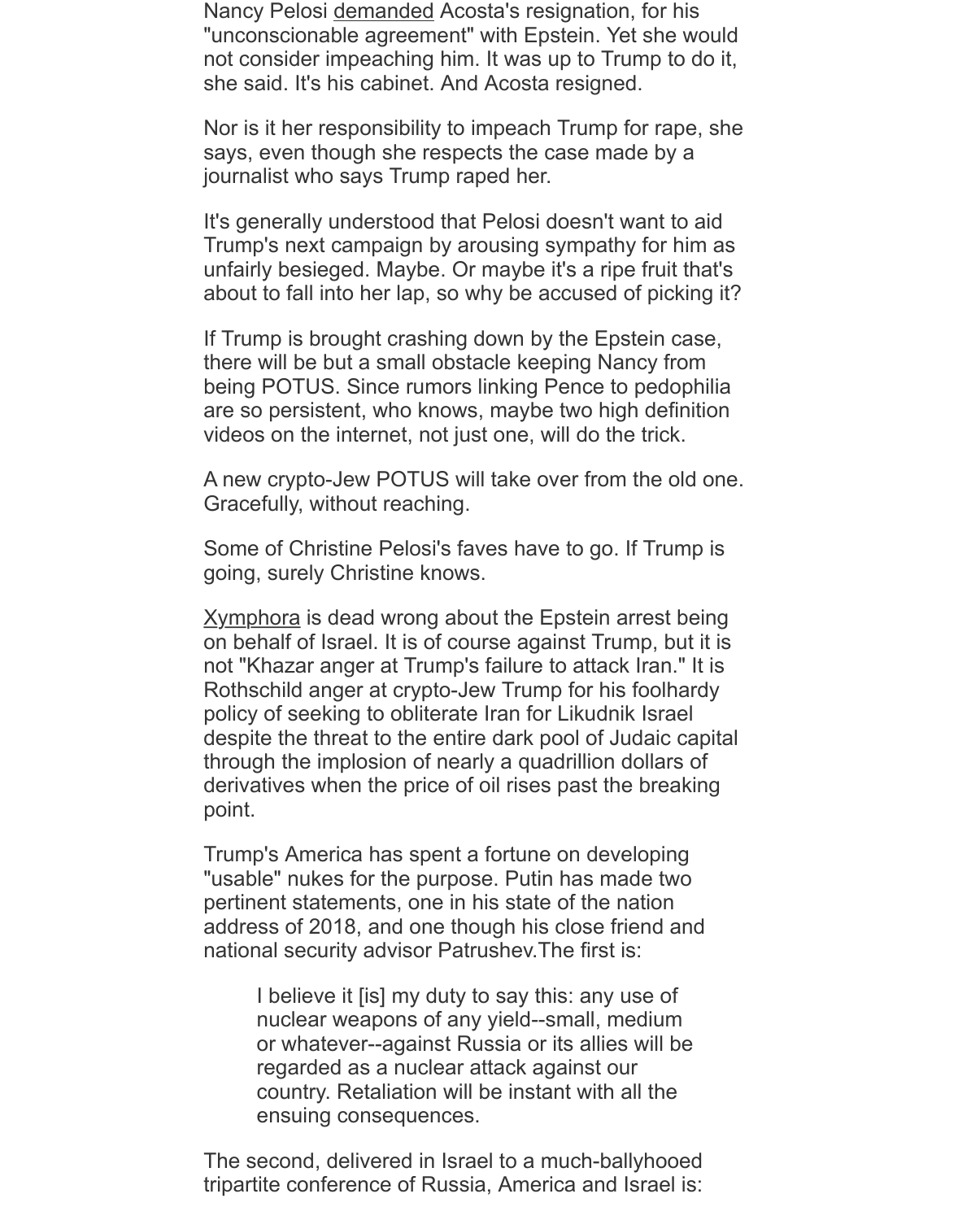Nancy Pelosi demanded Acosta's resignation, for his "unconscionable agreement" with Epstein. Yet she would not consider impeaching him. It was up to Trump to do it, she said. It's his cabinet. And Acosta resigned.

Nor is it her responsibility to impeach Trump for rape, she says, even though she respects the case made by a journalist who says Trump raped her.

It's generally understood that Pelosi doesn't want to aid Trump's next campaign by arousing sympathy for him as unfairly besieged. Maybe. Or maybe it's a ripe fruit that's about to fall into her lap, so why be accused of picking it?

If Trump is brought crashing down by the Epstein case, there will be but a small obstacle keeping Nancy from being POTUS. Since rumors linking Pence to pedophilia are so persistent, who knows, maybe two high definition videos on the internet, not just one, will do the trick.

A new crypto-Jew POTUS will take over from the old one. Gracefully, without reaching.

Some of Christine Pelosi's faves have to go. If Trump is going, surely Christine knows.

Xymphora is dead wrong about the Epstein arrest being on behalf of Israel. It is of course against Trump, but it is not "Khazar anger at Trump's failure to attack Iran." It is Rothschild anger at crypto-Jew Trump for his foolhardy policy of seeking to obliterate Iran for Likudnik Israel despite the threat to the entire dark pool of Judaic capital through the implosion of nearly a quadrillion dollars of derivatives when the price of oil rises past the breaking point.

Trump's America has spent a fortune on developing "usable" nukes for the purpose. Putin has made two pertinent statements, one in his state of the nation address of 2018, and one though his close friend and national security advisor Patrushev.The first is:

> I believe it [is] my duty to say this: any use of nuclear weapons of any yield--small, medium or whatever--against Russia or its allies will be regarded as a nuclear attack against our country. Retaliation will be instant with all the ensuing consequences.

The second, delivered in Israel to a much-ballyhooed tripartite conference of Russia, America and Israel is: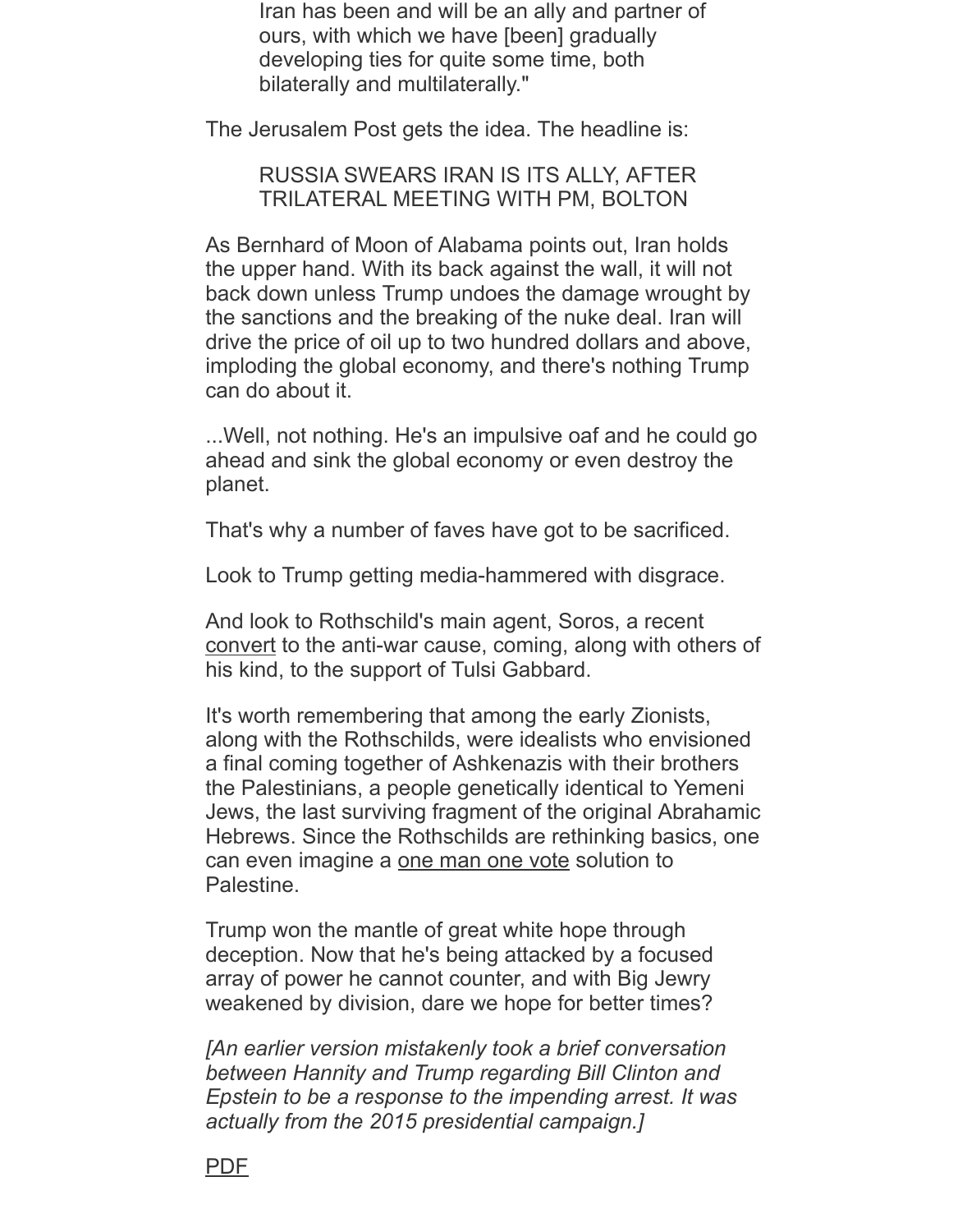> Iran has been and will be an ally and partner of ours, with which we have [been] gradually developing ties for quite some time, both bilaterally and multilaterally."

The Jerusalem Post gets the idea. The headline is:

> RUSSIA SWEARS IRAN IS ITS ALLY, AFTER TRILATERAL MEETING WITH PM, BOLTON

As Bernhard of Moon of Alabama points out, Iran holds the upper hand. With its back against the wall, it will not back down unless Trump undoes the damage wrought by the sanctions and the breaking of the nuke deal. Iran will drive the price of oil up to two hundred dollars and above, imploding the global economy, and there's nothing Trump can do about it.

...Well, not nothing. He's an impulsive oaf and he could go ahead and sink the global economy or even destroy the planet.

That's why a number of faves have got to be sacrificed.

Look to Trump getting media-hammered with disgrace.

And look to Rothschild's main agent, Soros, a recent convert to the anti-war cause, coming, along with others of his kind, to the support of Tulsi Gabbard.

It's worth remembering that among the early Zionists, along with the Rothschilds, were idealists who envisioned a final coming together of Ashkenazis with their brothers the Palestinians, a people genetically identical to Yemeni Jews, the last surviving fragment of the original Abrahamic Hebrews. Since the Rothschilds are rethinking basics, one can even imagine a one man one vote solution to Palestine.

Trump won the mantle of great white hope through deception. Now that he's being attacked by a focused array of power he cannot counter, and with Big Jewry weakened by division, dare we hope for better times?

*[An earlier version mistakenly took a brief conversation between Hannity and Trump regarding Bill Clinton and Epstein to be a response to the impending arrest. It was actually from the 2015 presidential campaign.]*

PDF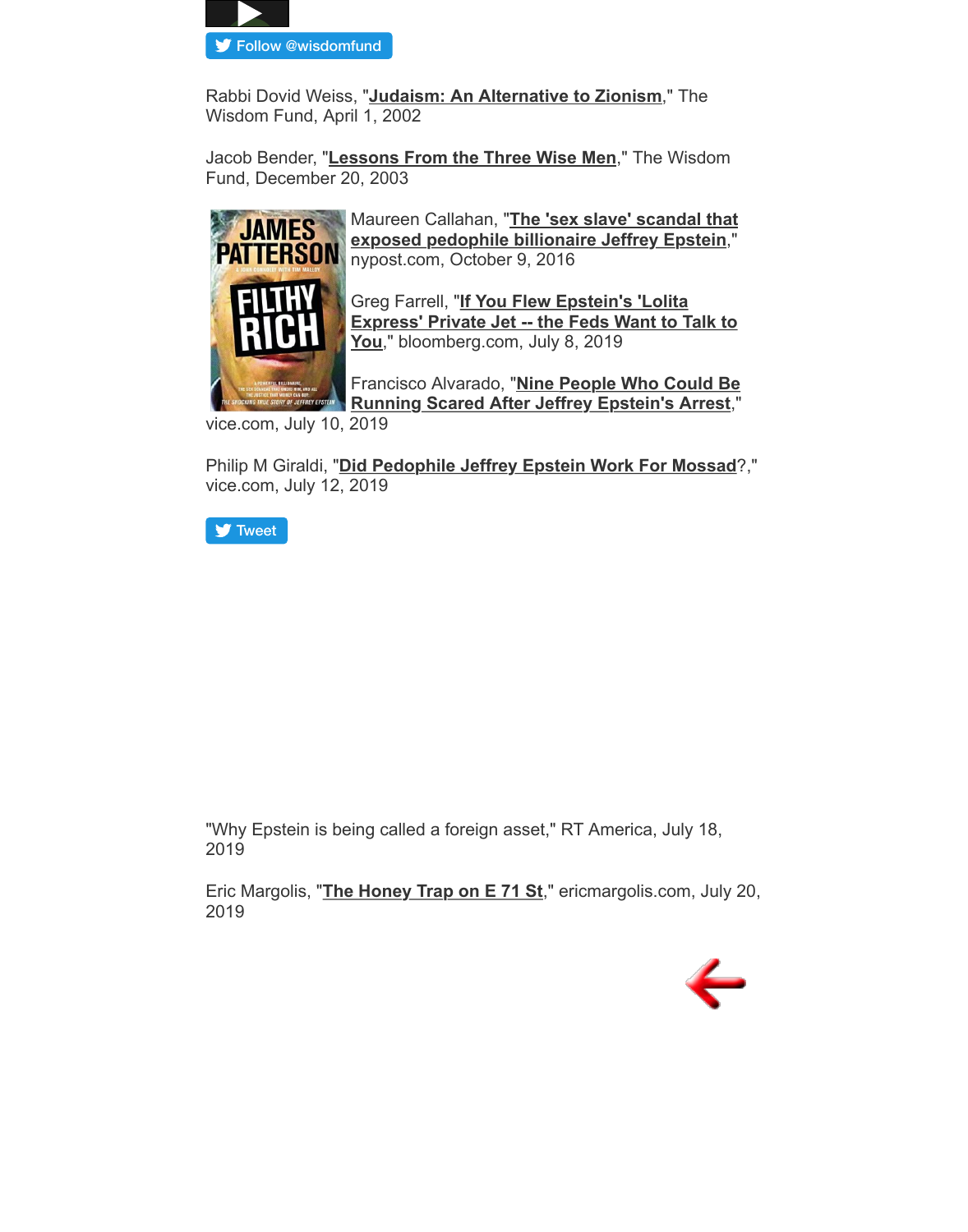Follow @wisdomfund

Rabbi Dovid Weiss, "**Judaism: An Alternative to Zionism**," The Wisdom Fund, April 1, 2002

Jacob Bender, "**Lessons From the Three Wise Men**," The Wisdom Fund, December 20, 2003

Maureen Callahan, "**The 'sex slave' scandal that exposed pedophile billionaire Jeffrey Epstein**," nypost.com, October 9, 2016

Greg Farrell, "**If You Flew Epstein's 'Lolita Express' Private Jet -- the Feds Want to Talk to You**," bloomberg.com, July 8, 2019

Francisco Alvarado, "**Nine People Who Could Be Running Scared After Jeffrey Epstein's Arrest**," vice.com, July 10, 2019

Philip M Giraldi, "**Did Pedophile Jeffrey Epstein Work For Mossad**?," vice.com, July 12, 2019

Tweet

"Why Epstein is being called a foreign asset," RT America, July 18, 2019

Eric Margolis, "**The Honey Trap on E 71 St**," ericmargolis.com, July 20, 2019